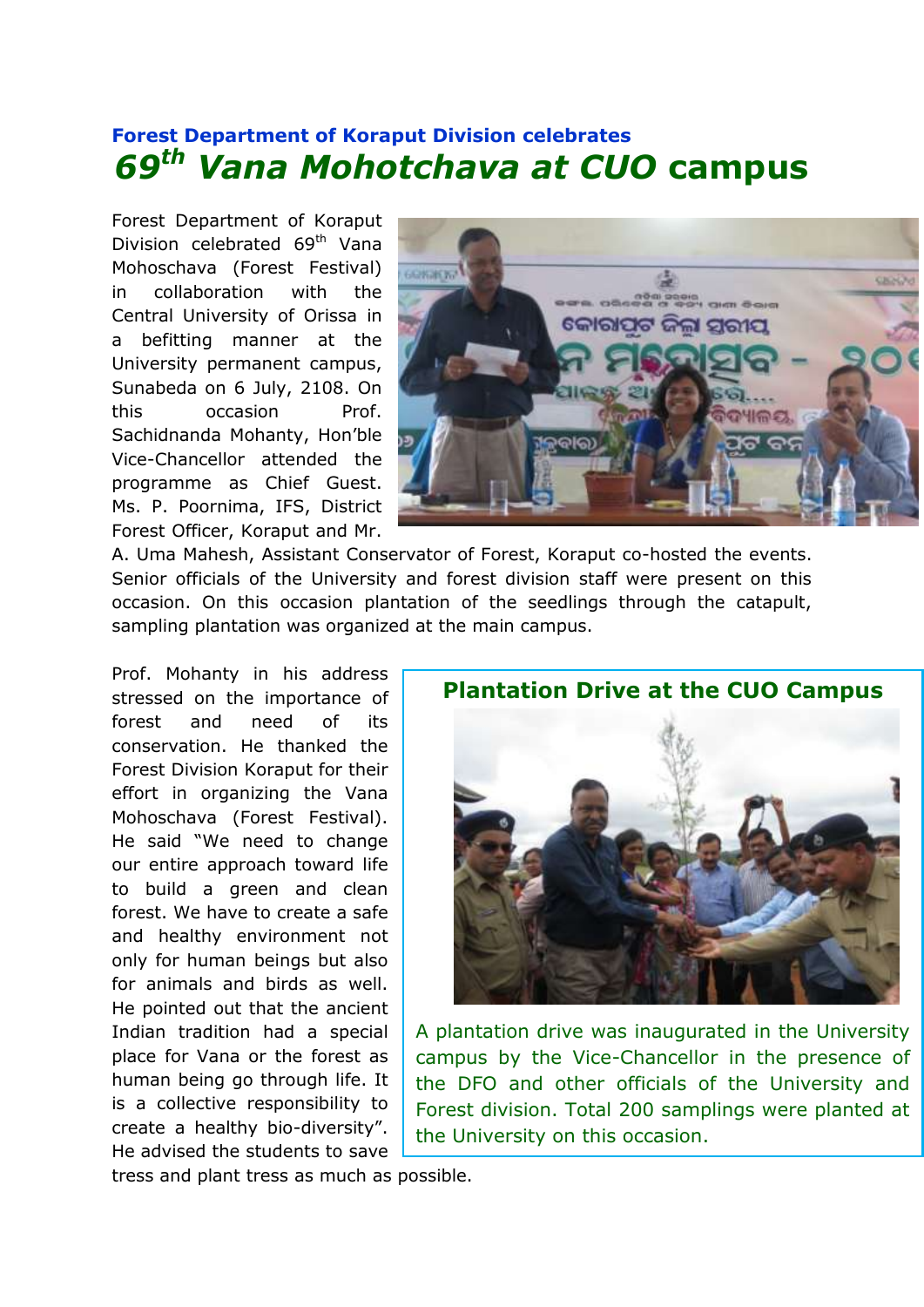**Forest Department of Koraput Division celebrates**

# *69th Vana Mohotchava at CUO* campus

Forest Department of Koraput Division celebrated 69th Vana Mohoschava (Forest Festival) in collaboration with the Central University of Orissa in a befitting manner at the University permanent campus, Sunabeda on 6 July, 2108. On this occasion Prof. Sachidnanda Mohanty, Hon'ble Vice-Chancellor attended the programme as Chief Guest. Ms. P. Poornima, IFS, District Forest Officer, Koraput and Mr. A. Uma Mahesh, Assistant Conservator of Forest, Koraput co-hosted the events. Senior officials of the University and forest division staff were present on this occasion. On this occasion plantation of the seedlings through the catapult, sampling plantation was organized at the main campus.

Prof. Mohanty in his address stressed on the importance of forest and need of its conservation. He thanked the Forest Division Koraput for their effort in organizing the Vana Mohoschava (Forest Festival). He said "We need to change our entire approach toward life to build a green and clean forest. We have to create a safe and healthy environment not only for human beings but also for animals and birds as well. He pointed out that the ancient Indian tradition had a special place for Vana or the forest as human being go through life. It is a collective responsibility to create a healthy bio-diversity". He advised the students to save tress and plant tress as much as possible.

**Plantation Drive at the CUO Campus**

A plantation drive was inaugurated in the University campus by the Vice-Chancellor in the presence of the DFO and other officials of the University and Forest division. Total 200 samplings were planted at the University on this occasion.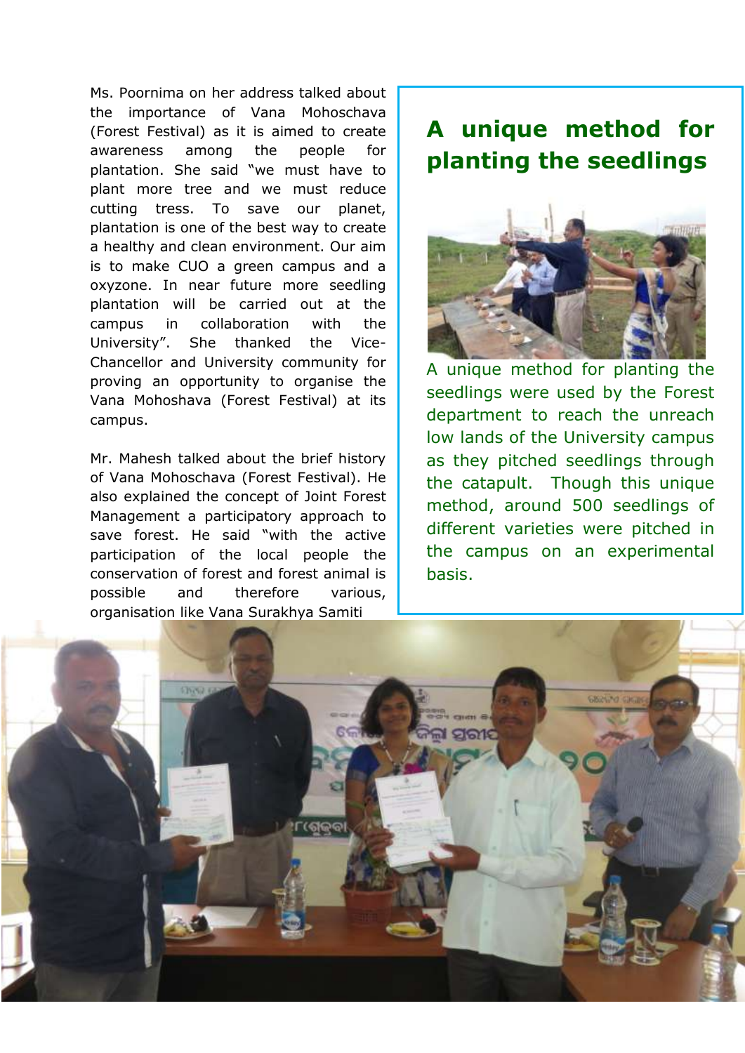Ms. Poornima on her address talked about the importance of Vana Mohoschava (Forest Festival) as it is aimed to create awareness among the people for plantation. She said "we must have to plant more tree and we must reduce cutting tress. To save our planet, plantation is one of the best way to create a healthy and clean environment. Our aim is to make CUO a green campus and a oxyzone. In near future more seedling plantation will be carried out at the campus in collaboration with the University". She thanked the Vice-Chancellor and University community for proving an opportunity to organise the Vana Mohoshava (Forest Festival) at its campus.

Mr. Mahesh talked about the brief history of Vana Mohoschava (Forest Festival). He also explained the concept of Joint Forest Management a participatory approach to save forest. He said "with the active participation of the local people the conservation of forest and forest animal is possible and therefore various, organisation like Vana Surakhya Samiti

## A unique method for planting the seedlings

A unique method for planting the seedlings were used by the Forest department to reach the unreach low lands of the University campus as they pitched seedlings through the catapult. Though this unique method, around 500 seedlings of different varieties were pitched in the campus on an experimental basis.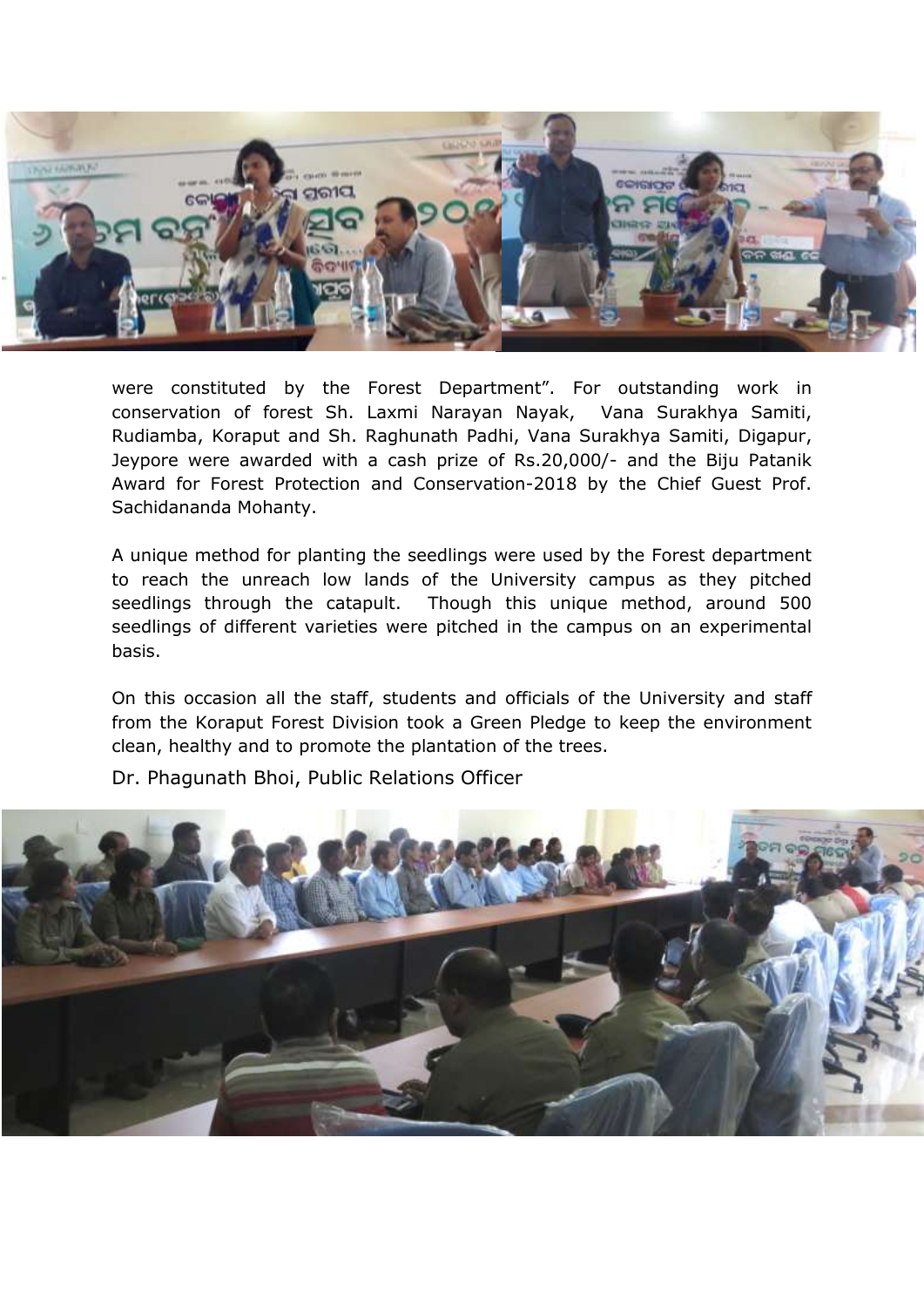were constituted by the Forest Department". For outstanding work in conservation of forest Sh. Laxmi Narayan Nayak, Vana Surakhya Samiti, Rudiamba, Koraput and Sh. Raghunath Padhi, Vana Surakhya Samiti, Digapur, Jeypore were awarded with a cash prize of Rs.20,000/- and the Biju Patanik Award for Forest Protection and Conservation-2018 by the Chief Guest Prof. Sachidananda Mohanty.

A unique method for planting the seedlings were used by the Forest department to reach the unreach low lands of the University campus as they pitched seedlings through the catapult. Though this unique method, around 500 seedlings of different varieties were pitched in the campus on an experimental basis.

On this occasion all the staff, students and officials of the University and staff from the Koraput Forest Division took a Green Pledge to keep the environment clean, healthy and to promote the plantation of the trees.

Dr. Phagunath Bhoi, Public Relations Officer